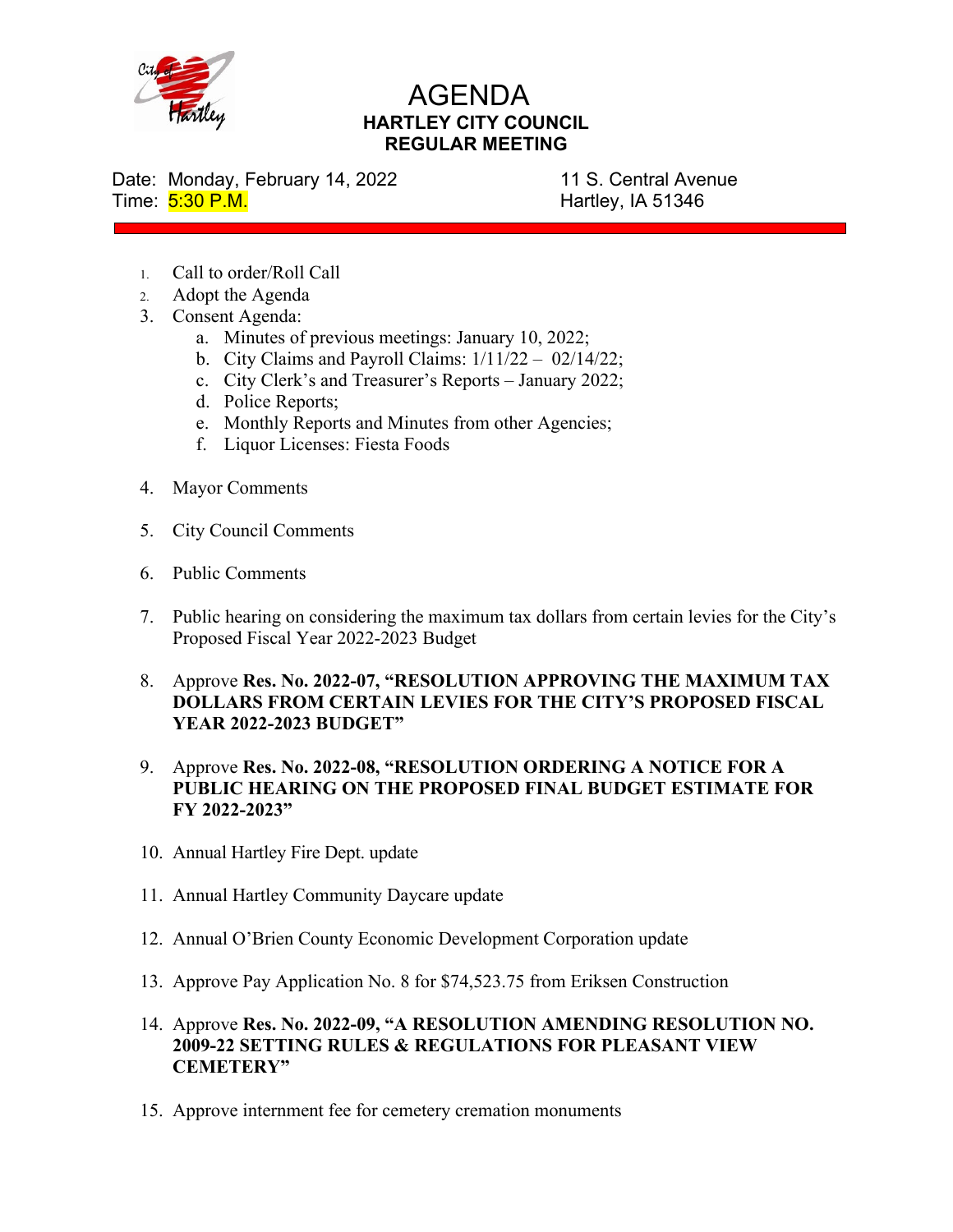# AGENDA

## HARTLEY CITY COUNCIL
## REGULAR MEETING

Date: Monday, February 14, 2022
Time: 5:30 P.M.

11 S. Central Avenue
Hartley, IA 51346

1. Call to order/Roll Call
2. Adopt the Agenda
3. Consent Agenda:
   a. Minutes of previous meetings: January 10, 2022;
   b. City Claims and Payroll Claims: 1/11/22 – 02/14/22;
   c. City Clerk's and Treasurer's Reports – January 2022;
   d. Police Reports;
   e. Monthly Reports and Minutes from other Agencies;
   f. Liquor Licenses: Fiesta Foods
4. Mayor Comments
5. City Council Comments
6. Public Comments
7. Public hearing on considering the maximum tax dollars from certain levies for the City's Proposed Fiscal Year 2022-2023 Budget
8. Approve **Res. No. 2022-07, "RESOLUTION APPROVING THE MAXIMUM TAX DOLLARS FROM CERTAIN LEVIES FOR THE CITY'S PROPOSED FISCAL YEAR 2022-2023 BUDGET"**
9. Approve **Res. No. 2022-08, "RESOLUTION ORDERING A NOTICE FOR A PUBLIC HEARING ON THE PROPOSED FINAL BUDGET ESTIMATE FOR FY 2022-2023"**
10. Annual Hartley Fire Dept. update
11. Annual Hartley Community Daycare update
12. Annual O'Brien County Economic Development Corporation update
13. Approve Pay Application No. 8 for $74,523.75 from Eriksen Construction
14. Approve **Res. No. 2022-09, "A RESOLUTION AMENDING RESOLUTION NO. 2009-22 SETTING RULES & REGULATIONS FOR PLEASANT VIEW CEMETERY"**
15. Approve internment fee for cemetery cremation monuments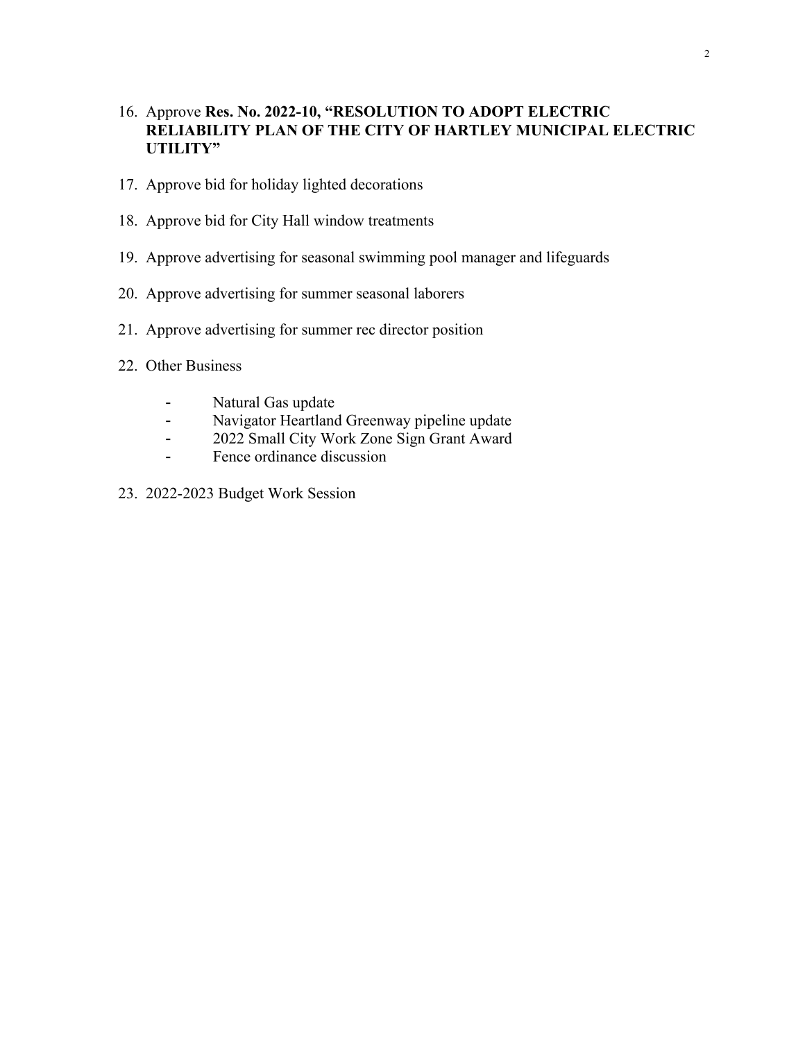16. Approve **Res. No. 2022-10, "RESOLUTION TO ADOPT ELECTRIC RELIABILITY PLAN OF THE CITY OF HARTLEY MUNICIPAL ELECTRIC UTILITY"**

17. Approve bid for holiday lighted decorations

18. Approve bid for City Hall window treatments

19. Approve advertising for seasonal swimming pool manager and lifeguards

20. Approve advertising for summer seasonal laborers

21. Approve advertising for summer rec director position

22. Other Business

    - Natural Gas update
    - Navigator Heartland Greenway pipeline update
    - 2022 Small City Work Zone Sign Grant Award
    - Fence ordinance discussion

23. 2022-2023 Budget Work Session